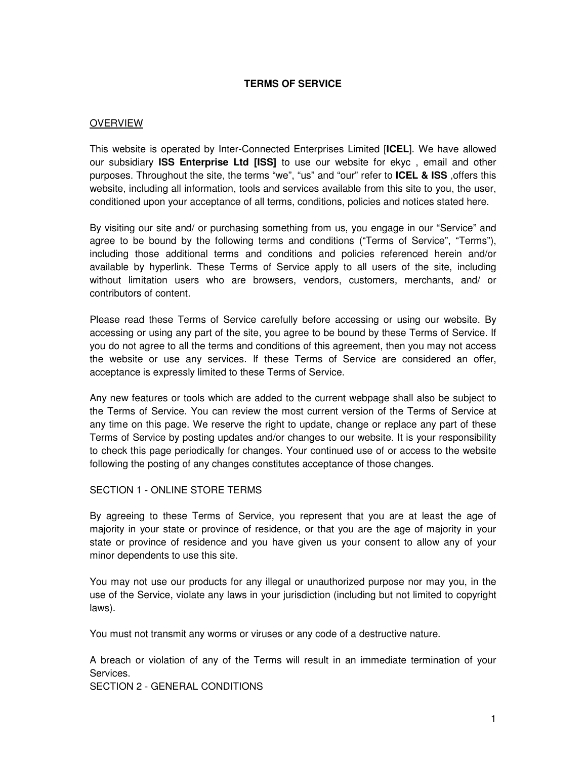# TERMS OF SERVICE

## OVERVIEW

This website is operated by Inter-Connected Enterprises Limited [**ICEL**]. We have allowed our subsidiary **ISS Enterprise Ltd [ISS]** to use our website for ekyc , email and other purposes. Throughout the site, the terms "we", "us" and "our" refer to **ICEL & ISS** ,offers this website, including all information, tools and services available from this site to you, the user, conditioned upon your acceptance of all terms, conditions, policies and notices stated here.

By visiting our site and/ or purchasing something from us, you engage in our "Service" and agree to be bound by the following terms and conditions ("Terms of Service", "Terms"), including those additional terms and conditions and policies referenced herein and/or available by hyperlink. These Terms of Service apply to all users of the site, including without limitation users who are browsers, vendors, customers, merchants, and/ or contributors of content.

Please read these Terms of Service carefully before accessing or using our website. By accessing or using any part of the site, you agree to be bound by these Terms of Service. If you do not agree to all the terms and conditions of this agreement, then you may not access the website or use any services. If these Terms of Service are considered an offer, acceptance is expressly limited to these Terms of Service.

Any new features or tools which are added to the current webpage shall also be subject to the Terms of Service. You can review the most current version of the Terms of Service at any time on this page. We reserve the right to update, change or replace any part of these Terms of Service by posting updates and/or changes to our website. It is your responsibility to check this page periodically for changes. Your continued use of or access to the website following the posting of any changes constitutes acceptance of those changes.

## SECTION 1 - ONLINE STORE TERMS

By agreeing to these Terms of Service, you represent that you are at least the age of majority in your state or province of residence, or that you are the age of majority in your state or province of residence and you have given us your consent to allow any of your minor dependents to use this site.

You may not use our products for any illegal or unauthorized purpose nor may you, in the use of the Service, violate any laws in your jurisdiction (including but not limited to copyright laws).

You must not transmit any worms or viruses or any code of a destructive nature.

A breach or violation of any of the Terms will result in an immediate termination of your Services.

## SECTION 2 - GENERAL CONDITIONS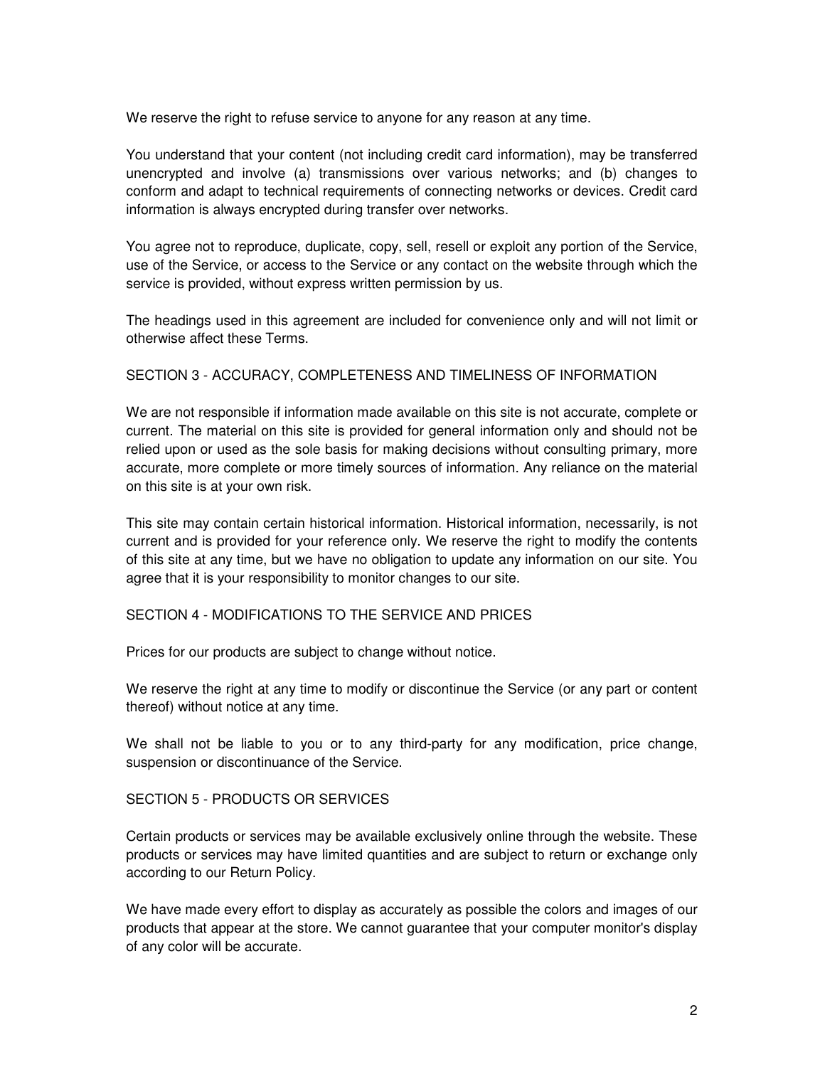We reserve the right to refuse service to anyone for any reason at any time.

You understand that your content (not including credit card information), may be transferred unencrypted and involve (a) transmissions over various networks; and (b) changes to conform and adapt to technical requirements of connecting networks or devices. Credit card information is always encrypted during transfer over networks.

You agree not to reproduce, duplicate, copy, sell, resell or exploit any portion of the Service, use of the Service, or access to the Service or any contact on the website through which the service is provided, without express written permission by us.

The headings used in this agreement are included for convenience only and will not limit or otherwise affect these Terms.

## SECTION 3 - ACCURACY, COMPLETENESS AND TIMELINESS OF INFORMATION

We are not responsible if information made available on this site is not accurate, complete or current. The material on this site is provided for general information only and should not be relied upon or used as the sole basis for making decisions without consulting primary, more accurate, more complete or more timely sources of information. Any reliance on the material on this site is at your own risk.

This site may contain certain historical information. Historical information, necessarily, is not current and is provided for your reference only. We reserve the right to modify the contents of this site at any time, but we have no obligation to update any information on our site. You agree that it is your responsibility to monitor changes to our site.

## SECTION 4 - MODIFICATIONS TO THE SERVICE AND PRICES

Prices for our products are subject to change without notice.

We reserve the right at any time to modify or discontinue the Service (or any part or content thereof) without notice at any time.

We shall not be liable to you or to any third-party for any modification, price change, suspension or discontinuance of the Service.

## SECTION 5 - PRODUCTS OR SERVICES

Certain products or services may be available exclusively online through the website. These products or services may have limited quantities and are subject to return or exchange only according to our Return Policy.

We have made every effort to display as accurately as possible the colors and images of our products that appear at the store. We cannot guarantee that your computer monitor's display of any color will be accurate.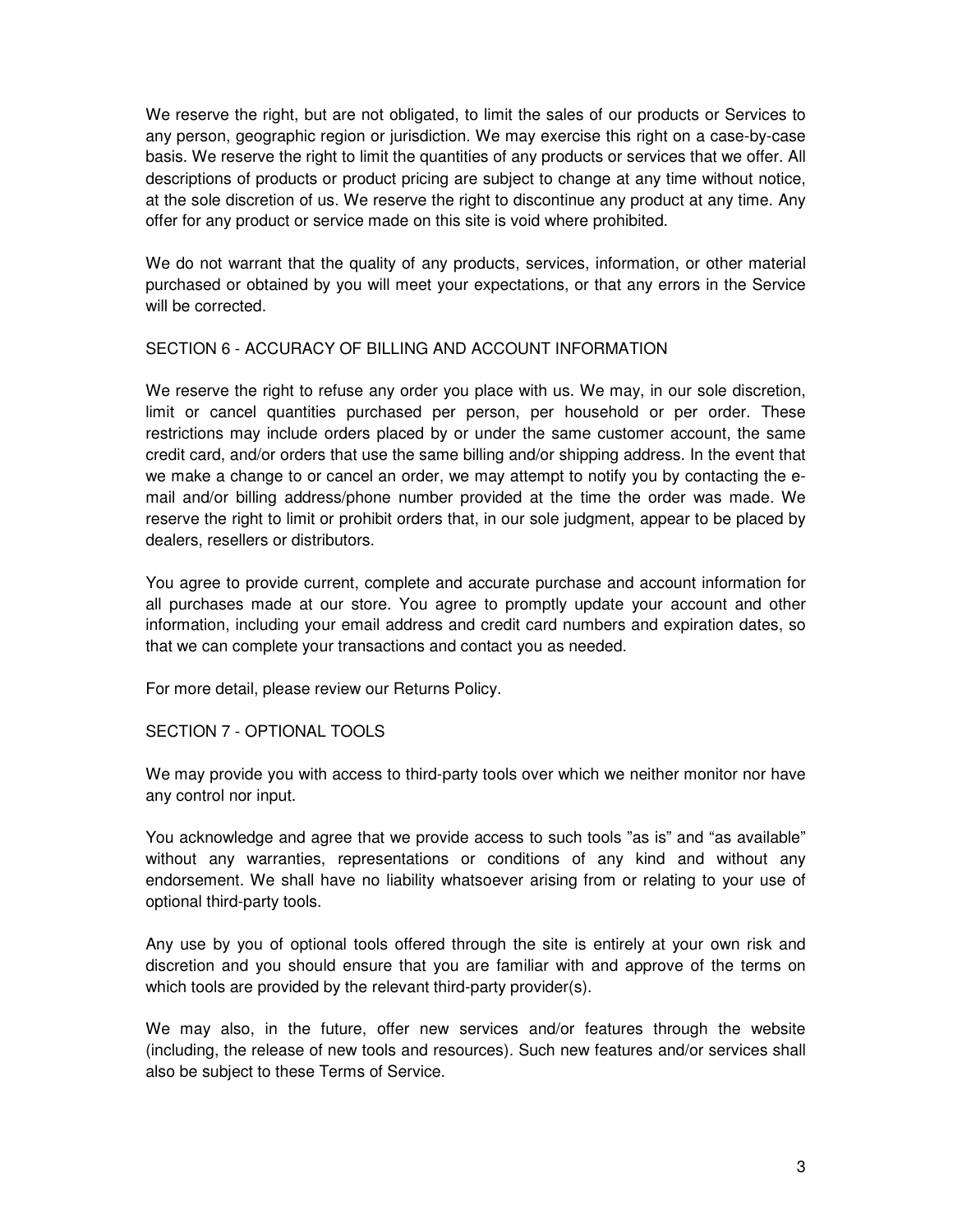We reserve the right, but are not obligated, to limit the sales of our products or Services to any person, geographic region or jurisdiction. We may exercise this right on a case-by-case basis. We reserve the right to limit the quantities of any products or services that we offer. All descriptions of products or product pricing are subject to change at any time without notice, at the sole discretion of us. We reserve the right to discontinue any product at any time. Any offer for any product or service made on this site is void where prohibited.

We do not warrant that the quality of any products, services, information, or other material purchased or obtained by you will meet your expectations, or that any errors in the Service will be corrected.

## SECTION 6 - ACCURACY OF BILLING AND ACCOUNT INFORMATION

We reserve the right to refuse any order you place with us. We may, in our sole discretion, limit or cancel quantities purchased per person, per household or per order. These restrictions may include orders placed by or under the same customer account, the same credit card, and/or orders that use the same billing and/or shipping address. In the event that we make a change to or cancel an order, we may attempt to notify you by contacting the e-mail and/or billing address/phone number provided at the time the order was made. We reserve the right to limit or prohibit orders that, in our sole judgment, appear to be placed by dealers, resellers or distributors.

You agree to provide current, complete and accurate purchase and account information for all purchases made at our store. You agree to promptly update your account and other information, including your email address and credit card numbers and expiration dates, so that we can complete your transactions and contact you as needed.

For more detail, please review our Returns Policy.

## SECTION 7 - OPTIONAL TOOLS

We may provide you with access to third-party tools over which we neither monitor nor have any control nor input.

You acknowledge and agree that we provide access to such tools "as is" and "as available" without any warranties, representations or conditions of any kind and without any endorsement. We shall have no liability whatsoever arising from or relating to your use of optional third-party tools.

Any use by you of optional tools offered through the site is entirely at your own risk and discretion and you should ensure that you are familiar with and approve of the terms on which tools are provided by the relevant third-party provider(s).

We may also, in the future, offer new services and/or features through the website (including, the release of new tools and resources). Such new features and/or services shall also be subject to these Terms of Service.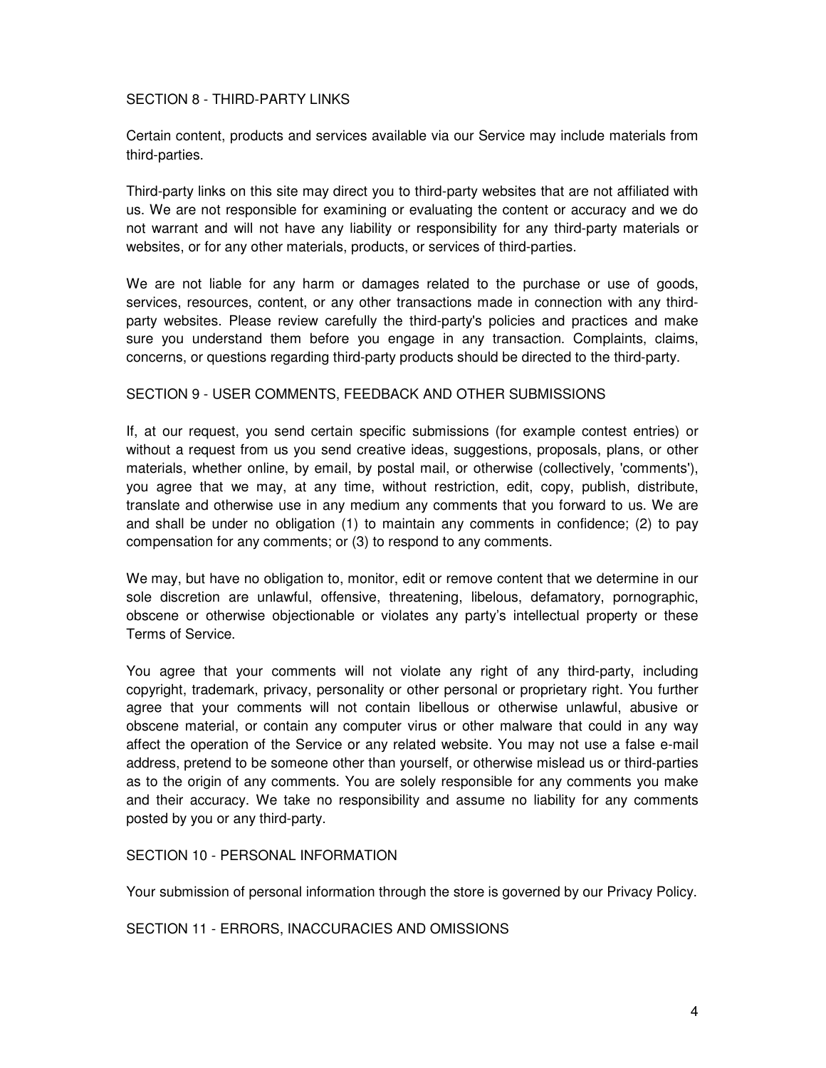## SECTION 8 - THIRD-PARTY LINKS

Certain content, products and services available via our Service may include materials from third-parties.

Third-party links on this site may direct you to third-party websites that are not affiliated with us. We are not responsible for examining or evaluating the content or accuracy and we do not warrant and will not have any liability or responsibility for any third-party materials or websites, or for any other materials, products, or services of third-parties.

We are not liable for any harm or damages related to the purchase or use of goods, services, resources, content, or any other transactions made in connection with any third-party websites. Please review carefully the third-party's policies and practices and make sure you understand them before you engage in any transaction. Complaints, claims, concerns, or questions regarding third-party products should be directed to the third-party.

## SECTION 9 - USER COMMENTS, FEEDBACK AND OTHER SUBMISSIONS

If, at our request, you send certain specific submissions (for example contest entries) or without a request from us you send creative ideas, suggestions, proposals, plans, or other materials, whether online, by email, by postal mail, or otherwise (collectively, 'comments'), you agree that we may, at any time, without restriction, edit, copy, publish, distribute, translate and otherwise use in any medium any comments that you forward to us. We are and shall be under no obligation (1) to maintain any comments in confidence; (2) to pay compensation for any comments; or (3) to respond to any comments.

We may, but have no obligation to, monitor, edit or remove content that we determine in our sole discretion are unlawful, offensive, threatening, libelous, defamatory, pornographic, obscene or otherwise objectionable or violates any party's intellectual property or these Terms of Service.

You agree that your comments will not violate any right of any third-party, including copyright, trademark, privacy, personality or other personal or proprietary right. You further agree that your comments will not contain libellous or otherwise unlawful, abusive or obscene material, or contain any computer virus or other malware that could in any way affect the operation of the Service or any related website. You may not use a false e-mail address, pretend to be someone other than yourself, or otherwise mislead us or third-parties as to the origin of any comments. You are solely responsible for any comments you make and their accuracy. We take no responsibility and assume no liability for any comments posted by you or any third-party.

## SECTION 10 - PERSONAL INFORMATION

Your submission of personal information through the store is governed by our Privacy Policy.

## SECTION 11 - ERRORS, INACCURACIES AND OMISSIONS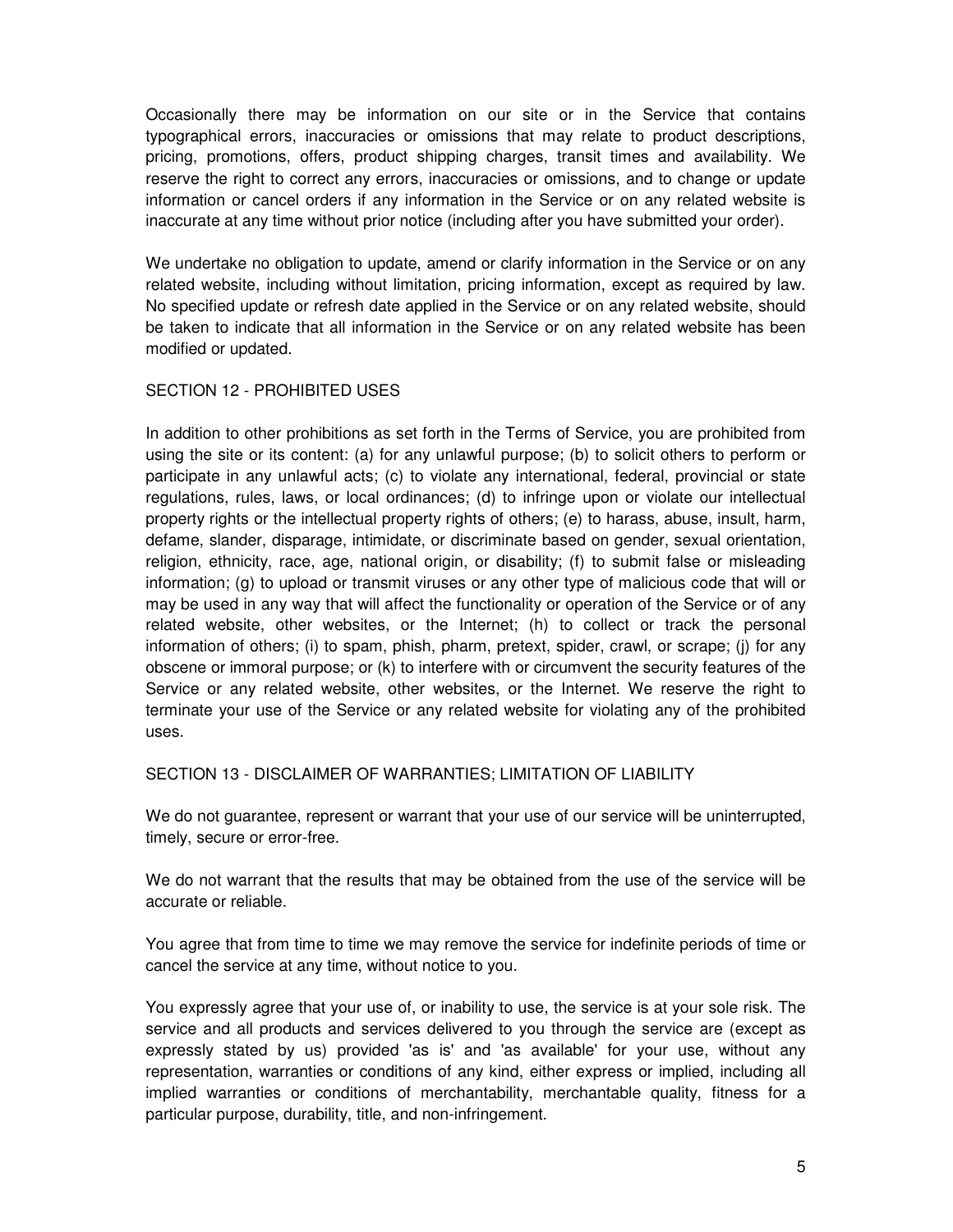Occasionally there may be information on our site or in the Service that contains typographical errors, inaccuracies or omissions that may relate to product descriptions, pricing, promotions, offers, product shipping charges, transit times and availability. We reserve the right to correct any errors, inaccuracies or omissions, and to change or update information or cancel orders if any information in the Service or on any related website is inaccurate at any time without prior notice (including after you have submitted your order).

We undertake no obligation to update, amend or clarify information in the Service or on any related website, including without limitation, pricing information, except as required by law. No specified update or refresh date applied in the Service or on any related website, should be taken to indicate that all information in the Service or on any related website has been modified or updated.

## SECTION 12 - PROHIBITED USES

In addition to other prohibitions as set forth in the Terms of Service, you are prohibited from using the site or its content: (a) for any unlawful purpose; (b) to solicit others to perform or participate in any unlawful acts; (c) to violate any international, federal, provincial or state regulations, rules, laws, or local ordinances; (d) to infringe upon or violate our intellectual property rights or the intellectual property rights of others; (e) to harass, abuse, insult, harm, defame, slander, disparage, intimidate, or discriminate based on gender, sexual orientation, religion, ethnicity, race, age, national origin, or disability; (f) to submit false or misleading information; (g) to upload or transmit viruses or any other type of malicious code that will or may be used in any way that will affect the functionality or operation of the Service or of any related website, other websites, or the Internet; (h) to collect or track the personal information of others; (i) to spam, phish, pharm, pretext, spider, crawl, or scrape; (j) for any obscene or immoral purpose; or (k) to interfere with or circumvent the security features of the Service or any related website, other websites, or the Internet. We reserve the right to terminate your use of the Service or any related website for violating any of the prohibited uses.

## SECTION 13 - DISCLAIMER OF WARRANTIES; LIMITATION OF LIABILITY

We do not guarantee, represent or warrant that your use of our service will be uninterrupted, timely, secure or error-free.

We do not warrant that the results that may be obtained from the use of the service will be accurate or reliable.

You agree that from time to time we may remove the service for indefinite periods of time or cancel the service at any time, without notice to you.

You expressly agree that your use of, or inability to use, the service is at your sole risk. The service and all products and services delivered to you through the service are (except as expressly stated by us) provided 'as is' and 'as available' for your use, without any representation, warranties or conditions of any kind, either express or implied, including all implied warranties or conditions of merchantability, merchantable quality, fitness for a particular purpose, durability, title, and non-infringement.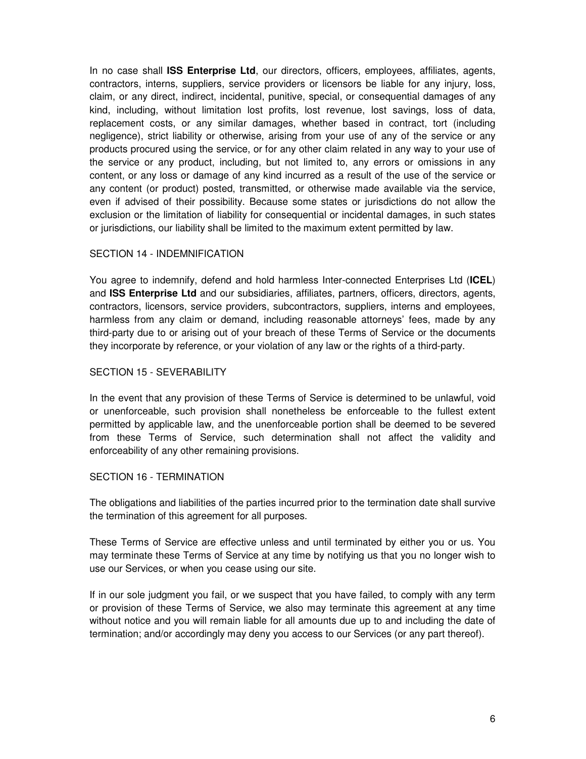In no case shall **ISS Enterprise Ltd**, our directors, officers, employees, affiliates, agents, contractors, interns, suppliers, service providers or licensors be liable for any injury, loss, claim, or any direct, indirect, incidental, punitive, special, or consequential damages of any kind, including, without limitation lost profits, lost revenue, lost savings, loss of data, replacement costs, or any similar damages, whether based in contract, tort (including negligence), strict liability or otherwise, arising from your use of any of the service or any products procured using the service, or for any other claim related in any way to your use of the service or any product, including, but not limited to, any errors or omissions in any content, or any loss or damage of any kind incurred as a result of the use of the service or any content (or product) posted, transmitted, or otherwise made available via the service, even if advised of their possibility. Because some states or jurisdictions do not allow the exclusion or the limitation of liability for consequential or incidental damages, in such states or jurisdictions, our liability shall be limited to the maximum extent permitted by law.

## SECTION 14 - INDEMNIFICATION

You agree to indemnify, defend and hold harmless Inter-connected Enterprises Ltd (**ICEL**) and **ISS Enterprise Ltd** and our subsidiaries, affiliates, partners, officers, directors, agents, contractors, licensors, service providers, subcontractors, suppliers, interns and employees, harmless from any claim or demand, including reasonable attorneys' fees, made by any third-party due to or arising out of your breach of these Terms of Service or the documents they incorporate by reference, or your violation of any law or the rights of a third-party.

## SECTION 15 - SEVERABILITY

In the event that any provision of these Terms of Service is determined to be unlawful, void or unenforceable, such provision shall nonetheless be enforceable to the fullest extent permitted by applicable law, and the unenforceable portion shall be deemed to be severed from these Terms of Service, such determination shall not affect the validity and enforceability of any other remaining provisions.

## SECTION 16 - TERMINATION

The obligations and liabilities of the parties incurred prior to the termination date shall survive the termination of this agreement for all purposes.

These Terms of Service are effective unless and until terminated by either you or us. You may terminate these Terms of Service at any time by notifying us that you no longer wish to use our Services, or when you cease using our site.

If in our sole judgment you fail, or we suspect that you have failed, to comply with any term or provision of these Terms of Service, we also may terminate this agreement at any time without notice and you will remain liable for all amounts due up to and including the date of termination; and/or accordingly may deny you access to our Services (or any part thereof).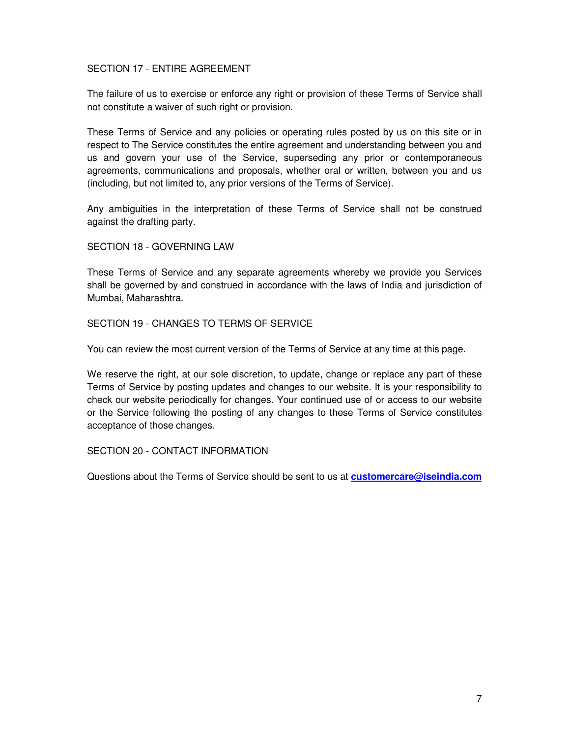## SECTION 17 - ENTIRE AGREEMENT

The failure of us to exercise or enforce any right or provision of these Terms of Service shall not constitute a waiver of such right or provision.

These Terms of Service and any policies or operating rules posted by us on this site or in respect to The Service constitutes the entire agreement and understanding between you and us and govern your use of the Service, superseding any prior or contemporaneous agreements, communications and proposals, whether oral or written, between you and us (including, but not limited to, any prior versions of the Terms of Service).

Any ambiguities in the interpretation of these Terms of Service shall not be construed against the drafting party.

## SECTION 18 - GOVERNING LAW

These Terms of Service and any separate agreements whereby we provide you Services shall be governed by and construed in accordance with the laws of India and jurisdiction of Mumbai, Maharashtra.

## SECTION 19 - CHANGES TO TERMS OF SERVICE

You can review the most current version of the Terms of Service at any time at this page.

We reserve the right, at our sole discretion, to update, change or replace any part of these Terms of Service by posting updates and changes to our website. It is your responsibility to check our website periodically for changes. Your continued use of or access to our website or the Service following the posting of any changes to these Terms of Service constitutes acceptance of those changes.

## SECTION 20 - CONTACT INFORMATION

Questions about the Terms of Service should be sent to us at **customercare@iseindia.com**